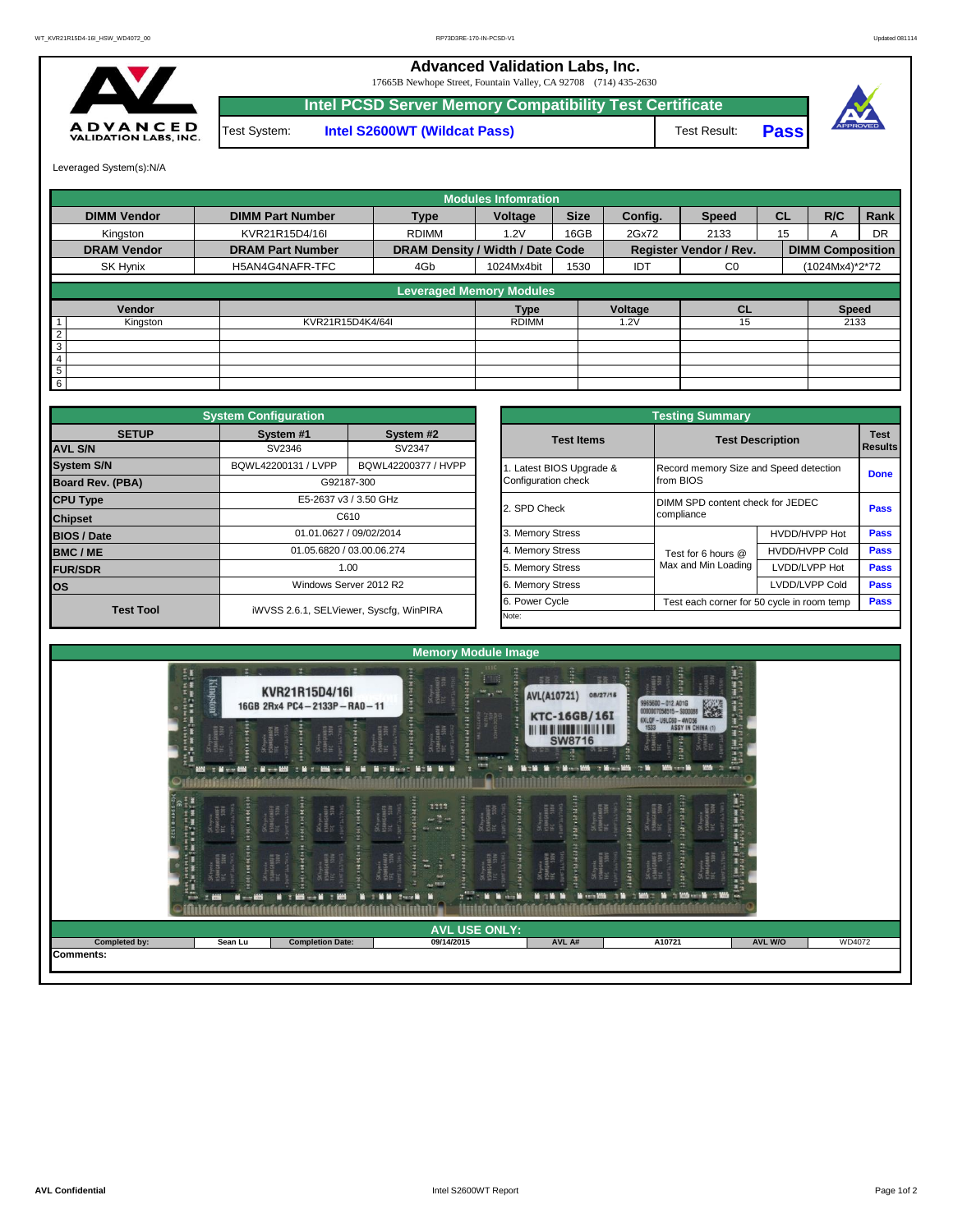# Advanced Validation Labs, Inc.

17665B Newhope Street, Fountain Valley, CA 92708 (714) 435-2630

## Intel PCSD Server Memory Compatibility Test Certificate

| Test System: | Intel S2600WT (Wildcat Pass) | Test Result: | Pass |
|---|---|---|---|

Leveraged System(s):N/A

## Modules Infomration

| DIMM Vendor | DIMM Part Number | Type | Voltage | Size | Config. | Speed | CL | R/C | Rank |
|---|---|---|---|---|---|---|---|---|---|
| Kingston | KVR21R15D4/16I | RDIMM | 1.2V | 16GB | 2Gx72 | 2133 | 15 | A | DR |
| **DRAM Vendor** | **DRAM Part Number** | **DRAM Density / Width / Date Code** | | | **Register Vendor / Rev.** | | **DIMM Composition** | | |
| SK Hynix | H5AN4G4NAFR-TFC | 4Gb | 1024Mx4bit | 1530 | IDT | C0 | (1024Mx4)*2*72 | | |

## Leveraged Memory Modules

| | Vendor | | Type | Voltage | CL | Speed |
|---|---|---|---|---|---|---|
| 1 | Kingston | KVR21R15D4K4/64I | RDIMM | 1.2V | 15 | 2133 |
| 2 | | | | | | |
| 3 | | | | | | |
| 4 | | | | | | |
| 5 | | | | | | |
| 6 | | | | | | |

## System Configuration

| SETUP | System #1 | System #2 |
|---|---|---|
| AVL S/N | SV2346 | SV2347 |
| System S/N | BQWL42200131 / LVPP | BQWL42200377 / HVPP |
| Board Rev. (PBA) | G92187-300 | |
| CPU Type | E5-2637 v3 / 3.50 GHz | |
| Chipset | C610 | |
| BIOS / Date | 01.01.0627 / 09/02/2014 | |
| BMC / ME | 01.05.6820 / 03.00.06.274 | |
| FUR/SDR | 1.00 | |
| OS | Windows Server 2012 R2 | |
| Test Tool | iWVSS 2.6.1, SELViewer, Syscfg, WinPIRA | |

## Testing Summary

| Test Items | Test Description | | Test Results |
|---|---|---|---|
| 1. Latest BIOS Upgrade & Configuration check | Record memory Size and Speed detection from BIOS | | Done |
| 2. SPD Check | DIMM SPD content check for JEDEC compliance | | Pass |
| 3. Memory Stress | Test for 6 hours @ Max and Min Loading | HVDD/HVPP Hot | Pass |
| 4. Memory Stress | | HVDD/HVPP Cold | Pass |
| 5. Memory Stress | | LVDD/LVPP Hot | Pass |
| 6. Memory Stress | | LVDD/LVPP Cold | Pass |
| 6. Power Cycle | Test each corner for 50 cycle in room temp | | Pass |

Note:

## Memory Module Image

## AVL USE ONLY:

| Completed by: | Sean Lu | Completion Date: | 09/14/2015 | AVL A# | A10721 | AVL W/O | WD4072 |
|---|---|---|---|---|---|---|---|

Comments: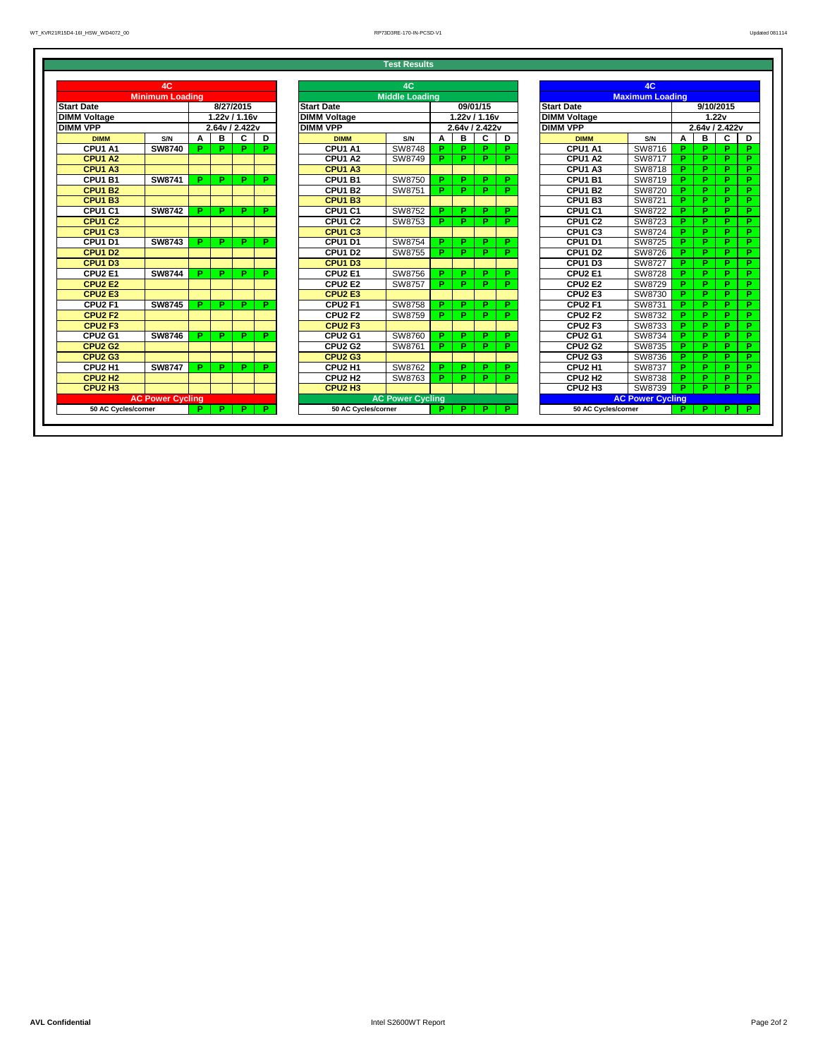## Test Results

### 4C Minimum Loading

| Start Date | | 8/27/2015 | | | |
|---|---|---|---|---|---|
| DIMM Voltage | | 1.22v / 1.16v | | | |
| DIMM VPP | | 2.64v / 2.422v | | | |
| **DIMM** | **S/N** | **A** | **B** | **C** | **D** |
| CPU1 A1 | SW8740 | P | P | P | P |
| CPU1 A2 | | | | | |
| CPU1 A3 | | | | | |
| CPU1 B1 | SW8741 | P | P | P | P |
| CPU1 B2 | | | | | |
| CPU1 B3 | | | | | |
| CPU1 C1 | SW8742 | P | P | P | P |
| CPU1 C2 | | | | | |
| CPU1 C3 | | | | | |
| CPU1 D1 | SW8743 | P | P | P | P |
| CPU1 D2 | | | | | |
| CPU1 D3 | | | | | |
| CPU2 E1 | SW8744 | P | P | P | P |
| CPU2 E2 | | | | | |
| CPU2 E3 | | | | | |
| CPU2 F1 | SW8745 | P | P | P | P |
| CPU2 F2 | | | | | |
| CPU2 F3 | | | | | |
| CPU2 G1 | SW8746 | P | P | P | P |
| CPU2 G2 | | | | | |
| CPU2 G3 | | | | | |
| CPU2 H1 | SW8747 | P | P | P | P |
| CPU2 H2 | | | | | |
| CPU2 H3 | | | | | |
| **AC Power Cycling** | | | | | |
| 50 AC Cycles/corner | | P | P | P | P |

### 4C Middle Loading

| Start Date | | 09/01/15 | | | |
|---|---|---|---|---|---|
| DIMM Voltage | | 1.22v / 1.16v | | | |
| DIMM VPP | | 2.64v / 2.422v | | | |
| **DIMM** | **S/N** | **A** | **B** | **C** | **D** |
| CPU1 A1 | SW8748 | P | P | P | P |
| CPU1 A2 | SW8749 | P | P | P | P |
| CPU1 A3 | | | | | |
| CPU1 B1 | SW8750 | P | P | P | P |
| CPU1 B2 | SW8751 | P | P | P | P |
| CPU1 B3 | | | | | |
| CPU1 C1 | SW8752 | P | P | P | P |
| CPU1 C2 | SW8753 | P | P | P | P |
| CPU1 C3 | | | | | |
| CPU1 D1 | SW8754 | P | P | P | P |
| CPU1 D2 | SW8755 | P | P | P | P |
| CPU1 D3 | | | | | |
| CPU2 E1 | SW8756 | P | P | P | P |
| CPU2 E2 | SW8757 | P | P | P | P |
| CPU2 E3 | | | | | |
| CPU2 F1 | SW8758 | P | P | P | P |
| CPU2 F2 | SW8759 | P | P | P | P |
| CPU2 F3 | | | | | |
| CPU2 G1 | SW8760 | P | P | P | P |
| CPU2 G2 | SW8761 | P | P | P | P |
| CPU2 G3 | | | | | |
| CPU2 H1 | SW8762 | P | P | P | P |
| CPU2 H2 | SW8763 | P | P | P | P |
| CPU2 H3 | | | | | |
| **AC Power Cycling** | | | | | |
| 50 AC Cycles/corner | | P | P | P | P |

### 4C Maximum Loading

| Start Date | | 9/10/2015 | | | |
|---|---|---|---|---|---|
| DIMM Voltage | | 1.22v | | | |
| DIMM VPP | | 2.64v / 2.422v | | | |
| **DIMM** | **S/N** | **A** | **B** | **C** | **D** |
| CPU1 A1 | SW8716 | P | P | P | P |
| CPU1 A2 | SW8717 | P | P | P | P |
| CPU1 A3 | SW8718 | P | P | P | P |
| CPU1 B1 | SW8719 | P | P | P | P |
| CPU1 B2 | SW8720 | P | P | P | P |
| CPU1 B3 | SW8721 | P | P | P | P |
| CPU1 C1 | SW8722 | P | P | P | P |
| CPU1 C2 | SW8723 | P | P | P | P |
| CPU1 C3 | SW8724 | P | P | P | P |
| CPU1 D1 | SW8725 | P | P | P | P |
| CPU1 D2 | SW8726 | P | P | P | P |
| CPU1 D3 | SW8727 | P | P | P | P |
| CPU2 E1 | SW8728 | P | P | P | P |
| CPU2 E2 | SW8729 | P | P | P | P |
| CPU2 E3 | SW8730 | P | P | P | P |
| CPU2 F1 | SW8731 | P | P | P | P |
| CPU2 F2 | SW8732 | P | P | P | P |
| CPU2 F3 | SW8733 | P | P | P | P |
| CPU2 G1 | SW8734 | P | P | P | P |
| CPU2 G2 | SW8735 | P | P | P | P |
| CPU2 G3 | SW8736 | P | P | P | P |
| CPU2 H1 | SW8737 | P | P | P | P |
| CPU2 H2 | SW8738 | P | P | P | P |
| CPU2 H3 | SW8739 | P | P | P | P |
| **AC Power Cycling** | | | | | |
| 50 AC Cycles/corner | | P | P | P | P |